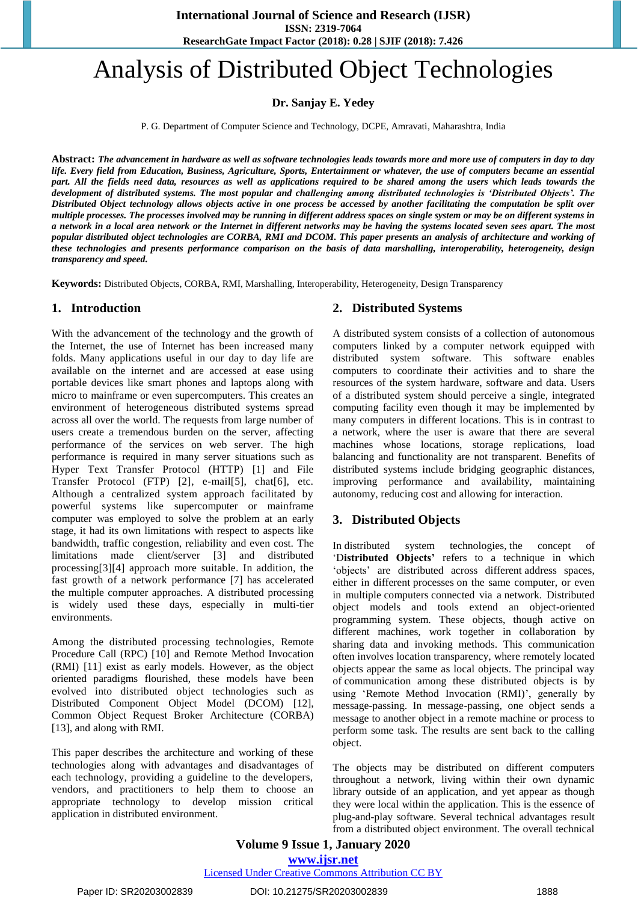# Analysis of Distributed Object Technologies

**Dr. Sanjay E. Yedey**

P. G. Department of Computer Science and Technology, DCPE, Amravati, Maharashtra, India

**Abstract:** ***The advancement in hardware as well as software technologies leads towards more and more use of computers in day to day life. Every field from Education, Business, Agriculture, Sports, Entertainment or whatever, the use of computers became an essential part. All the fields need data, resources as well as applications required to be shared among the users which leads towards the development of distributed systems. The most popular and challenging among distributed technologies is 'Distributed Objects'. The Distributed Object technology allows objects active in one process be accessed by another facilitating the computation be split over multiple processes. The processes involved may be running in different address spaces on single system or may be on different systems in a network in a local area network or the Internet in different networks may be having the systems located seven sees apart. The most popular distributed object technologies are CORBA, RMI and DCOM. This paper presents an analysis of architecture and working of these technologies and presents performance comparison on the basis of data marshalling, interoperability, heterogeneity, design transparency and speed.***

**Keywords:** Distributed Objects, CORBA, RMI, Marshalling, Interoperability, Heterogeneity, Design Transparency

## 1. Introduction

With the advancement of the technology and the growth of the Internet, the use of Internet has been increased many folds. Many applications useful in our day to day life are available on the internet and are accessed at ease using portable devices like smart phones and laptops along with micro to mainframe or even supercomputers. This creates an environment of heterogeneous distributed systems spread across all over the world. The requests from large number of users create a tremendous burden on the server, affecting performance of the services on web server. The high performance is required in many server situations such as Hyper Text Transfer Protocol (HTTP) [1] and File Transfer Protocol (FTP) [2], e-mail[5], chat[6], etc. Although a centralized system approach facilitated by powerful systems like supercomputer or mainframe computer was employed to solve the problem at an early stage, it had its own limitations with respect to aspects like bandwidth, traffic congestion, reliability and even cost. The limitations made client/server [3] and distributed processing[3][4] approach more suitable. In addition, the fast growth of a network performance [7] has accelerated the multiple computer approaches. A distributed processing is widely used these days, especially in multi-tier environments.

Among the distributed processing technologies, Remote Procedure Call (RPC) [10] and Remote Method Invocation (RMI) [11] exist as early models. However, as the object oriented paradigms flourished, these models have been evolved into distributed object technologies such as Distributed Component Object Model (DCOM) [12], Common Object Request Broker Architecture (CORBA) [13], and along with RMI.

This paper describes the architecture and working of these technologies along with advantages and disadvantages of each technology, providing a guideline to the developers, vendors, and practitioners to help them to choose an appropriate technology to develop mission critical application in distributed environment.

## 2. Distributed Systems

A distributed system consists of a collection of autonomous computers linked by a computer network equipped with distributed system software. This software enables computers to coordinate their activities and to share the resources of the system hardware, software and data. Users of a distributed system should perceive a single, integrated computing facility even though it may be implemented by many computers in different locations. This is in contrast to a network, where the user is aware that there are several machines whose locations, storage replications, load balancing and functionality are not transparent. Benefits of distributed systems include bridging geographic distances, improving performance and availability, maintaining autonomy, reducing cost and allowing for interaction.

## 3. Distributed Objects

In distributed system technologies, the concept of '**Distributed Objects'** refers to a technique in which 'objects' are distributed across different address spaces, either in different processes on the same computer, or even in multiple computers connected via a network. Distributed object models and tools extend an object-oriented programming system. These objects, though active on different machines, work together in collaboration by sharing data and invoking methods. This communication often involves location transparency, where remotely located objects appear the same as local objects. The principal way of communication among these distributed objects is by using 'Remote Method Invocation (RMI)', generally by message-passing. In message-passing, one object sends a message to another object in a remote machine or process to perform some task. The results are sent back to the calling object.

The objects may be distributed on different computers throughout a network, living within their own dynamic library outside of an application, and yet appear as though they were local within the application. This is the essence of plug-and-play software. Several technical advantages result from a distributed object environment. The overall technical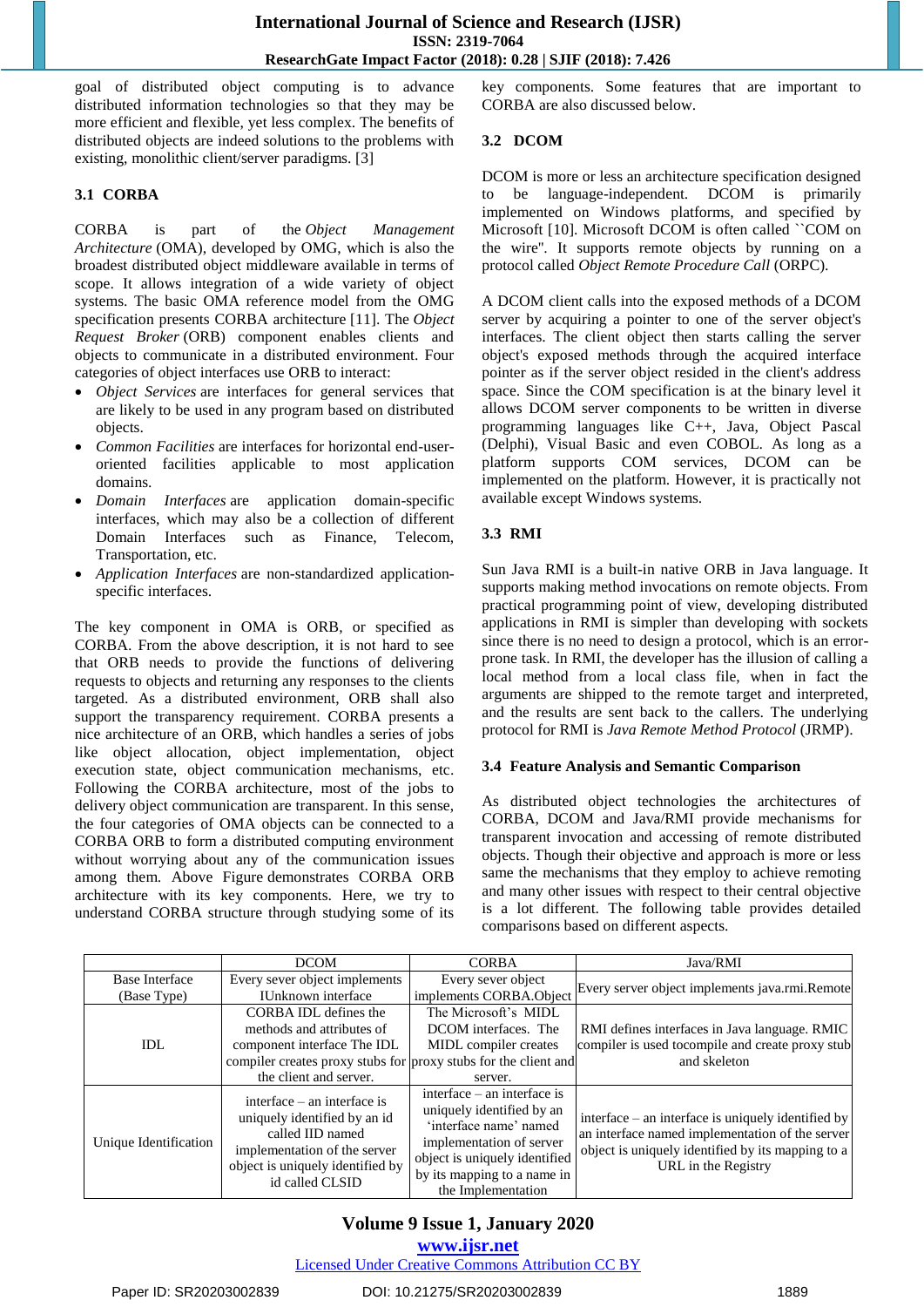goal of distributed object computing is to advance distributed information technologies so that they may be more efficient and flexible, yet less complex. The benefits of distributed objects are indeed solutions to the problems with existing, monolithic client/server paradigms. [3]

### 3.1 CORBA

CORBA is part of the *Object Management Architecture* (OMA), developed by OMG, which is the broadest distributed object middleware available in terms of scope. It allows integration of a wide variety of object systems. The basic OMA reference model from the OMG specification presents CORBA architecture [11]. The *Object Request Broker* (ORB) component enables clients and objects to communicate in a distributed environment. Four categories of object interfaces use ORB to interact:

- *Object Services* are interfaces for general services that are likely to be used in any program based on distributed objects.
- *Common Facilities* are interfaces for horizontal end-user-oriented facilities applicable to most application domains.
- *Domain Interfaces* are application domain-specific interfaces, which may also be a collection of different Domain Interfaces such as Finance, Telecom, Transportation, etc.
- *Application Interfaces* are non-standardized application-specific interfaces.

The key component in OMA is ORB, or specified as CORBA. From the above description, it is not hard to see that ORB needs to provide the functions of delivering requests to objects and returning any responses to the clients targeted. As a distributed environment, ORB shall also support the transparency requirement. CORBA presents a nice architecture of an ORB, which handles a series of jobs like object allocation, object implementation, object execution state, object communication mechanisms, etc. Following the CORBA architecture, most of the jobs to delivery object communication are transparent. In this sense, the four categories of OMA objects can be connected to a CORBA ORB to form a distributed computing environment without worrying about any of the communication issues among them. Above Figure demonstrates CORBA ORB architecture with its key components. Here, we try to understand CORBA structure through studying some of its key components. Some features that are important to CORBA are also discussed below.

### 3.2 DCOM

DCOM is more or less an architecture specification designed to be language-independent. DCOM is primarily implemented on Windows platforms, and specified by Microsoft [10]. Microsoft DCOM is often called ``COM on the wire". It supports remote objects by running on a protocol called *Object Remote Procedure Call* (ORPC).

A DCOM client calls into the exposed methods of a DCOM server by acquiring a pointer to one of the server object's interfaces. The client object then starts calling the server object's exposed methods through the acquired interface pointer as if the server object resided in the client's address space. Since the COM specification is at the binary level it allows DCOM server components to be written in diverse programming languages like C++, Java, Object Pascal (Delphi), Visual Basic and even COBOL. As long as a platform supports COM services, DCOM can be implemented on the platform. However, it is practically not available except Windows systems.

### 3.3 RMI

Sun Java RMI is a built-in native ORB in Java language. It supports making method invocations on remote objects. From practical programming point of view, developing distributed applications in RMI is simpler than developing with sockets since there is no need to design a protocol, which is an error-prone task. In RMI, the developer has the illusion of calling a local method from a local class file, when in fact the arguments are shipped to the remote target and interpreted, and the results are sent back to the callers. The underlying protocol for RMI is *Java Remote Method Protocol* (JRMP).

### 3.4 Feature Analysis and Semantic Comparison

As distributed object technologies the architectures of CORBA, DCOM and Java/RMI provide mechanisms for transparent invocation and accessing of remote distributed objects. Though their objective and approach is more or less same the mechanisms that they employ to achieve remoting and many other issues with respect to their central objective is a lot different. The following table provides detailed comparisons based on different aspects.

| | DCOM | CORBA | Java/RMI |
|---|---|---|---|
| Base Interface (Base Type) | Every sever object implements IUnknown interface | Every sever object implements CORBA.Object | Every server object implements java.rmi.Remote |
| IDL | CORBA IDL defines the methods and attributes of component interface The IDL compiler creates proxy stubs for the client and server. | The Microsoft's MIDL DCOM interfaces. The MIDL compiler creates proxy stubs for the client and server. | RMI defines interfaces in Java language. RMIC compiler is used tocompile and create proxy stub and skeleton |
| Unique Identification | interface – an interface is uniquely identified by an id called IID named implementation of the server object is uniquely identified by id called CLSID | interface – an interface is uniquely identified by an 'interface name' named implementation of server object is uniquely identified by its mapping to a name in the Implementation | interface – an interface is uniquely identified by an interface named implementation of the server object is uniquely identified by its mapping to a URL in the Registry |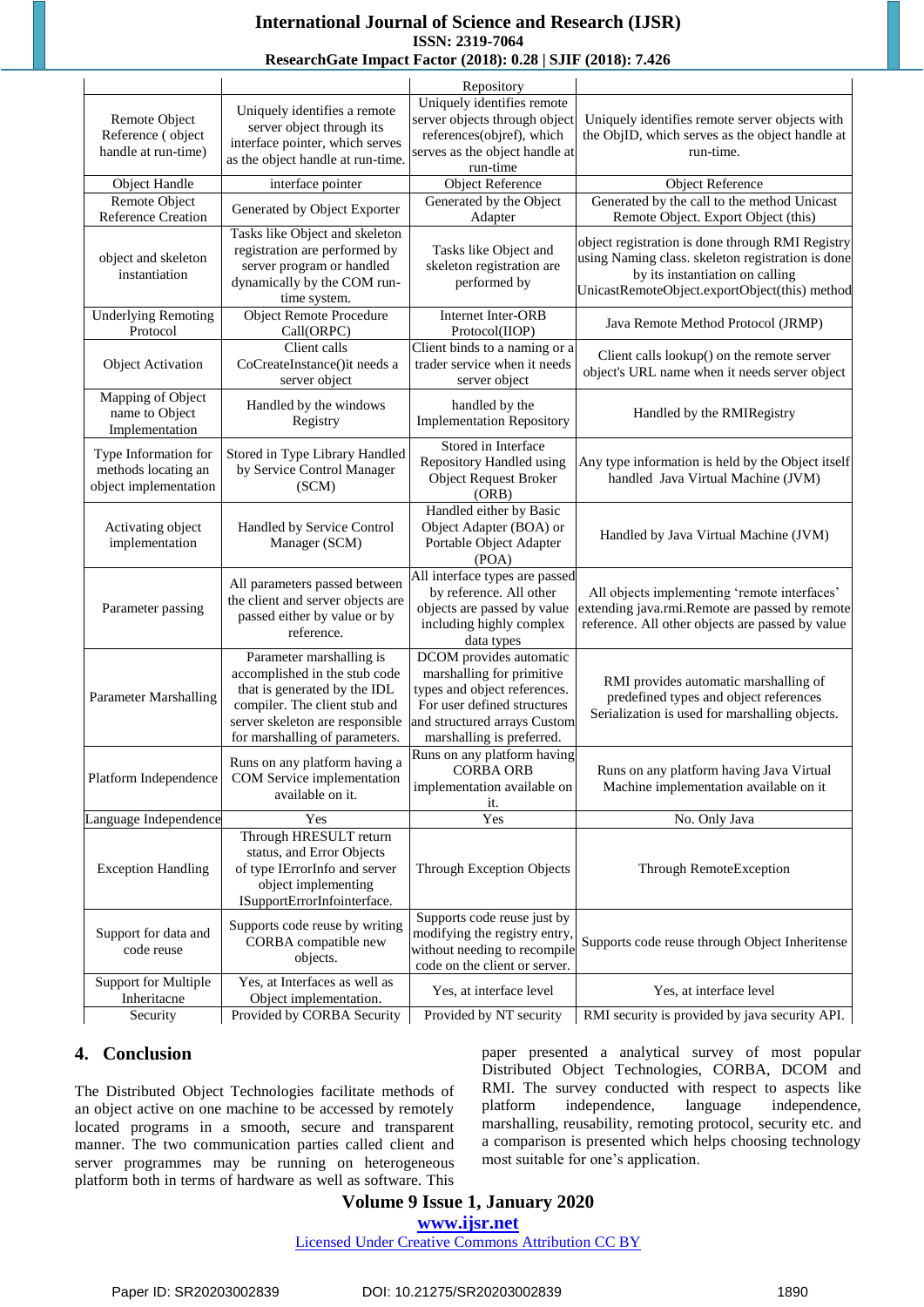| | | Repository | |
|---|---|---|---|
| Remote Object Reference ( object handle at run-time) | Uniquely identifies a remote server object through its interface pointer, which serves as the object handle at run-time. | Uniquely identifies remote server objects through object references(objref), which serves as the object handle at run-time | Uniquely identifies remote server objects with the ObjID, which serves as the object handle at run-time. |
| Object Handle | interface pointer | Object Reference | Object Reference |
| Remote Object Reference Creation | Generated by Object Exporter | Generated by the Object Adapter | Generated by the call to the method Unicast Remote Object. Export Object (this) |
| object and skeleton instantiation | Tasks like Object and skeleton registration are performed by server program or handled dynamically by the COM run-time system. | Tasks like Object and skeleton registration are performed by | object registration is done through RMI Registry using Naming class. skeleton registration is done by its instantiation on calling UnicastRemoteObject.exportObject(this) method |
| Underlying Remoting Protocol | Object Remote Procedure Call(ORPC) | Internet Inter-ORB Protocol(IIOP) | Java Remote Method Protocol (JRMP) |
| Object Activation | Client calls CoCreateInstance()it needs a server object | Client binds to a naming or a trader service when it needs server object | Client calls lookup() on the remote server object's URL name when it needs server object |
| Mapping of Object name to Object Implementation | Handled by the windows Registry | handled by the Implementation Repository | Handled by the RMIRegistry |
| Type Information for methods locating an object implementation | Stored in Type Library Handled by Service Control Manager (SCM) | Stored in Interface Repository Handled using Object Request Broker (ORB) | Any type information is held by the Object itself handled Java Virtual Machine (JVM) |
| Activating object implementation | Handled by Service Control Manager (SCM) | Handled either by Basic Object Adapter (BOA) or Portable Object Adapter (POA) | Handled by Java Virtual Machine (JVM) |
| Parameter passing | All parameters passed between the client and server objects are passed either by value or by reference. | All interface types are passed by reference. All other objects are passed by value including highly complex data types | All objects implementing 'remote interfaces' extending java.rmi.Remote are passed by remote reference. All other objects are passed by value |
| Parameter Marshalling | Parameter marshalling is accomplished in the stub code that is generated by the IDL compiler. The client stub and server skeleton are responsible for marshalling of parameters. | DCOM provides automatic marshalling for primitive types and object references. For user defined structures and structured arrays Custom marshalling is preferred. | RMI provides automatic marshalling of predefined types and object references Serialization is used for marshalling objects. |
| Platform Independence | Runs on any platform having a COM Service implementation available on it. | Runs on any platform having CORBA ORB implementation available on it. | Runs on any platform having Java Virtual Machine implementation available on it |
| Language Independence | Yes | Yes | No. Only Java |
| Exception Handling | Through HRESULT return status, and Error Objects of type IErrorInfo and server object implementing ISupportErrorInfointerface. | Through Exception Objects | Through RemoteException |
| Support for data and code reuse | Supports code reuse by writing CORBA compatible new objects. | Supports code reuse just by modifying the registry entry, without needing to recompile code on the client or server. | Supports code reuse through Object Inheritense |
| Support for Multiple Inheritacne | Yes, at Interfaces as well as Object implementation. | Yes, at interface level | Yes, at interface level |
| Security | Provided by CORBA Security | Provided by NT security | RMI security is provided by java security API. |

## 4. Conclusion

The Distributed Object Technologies facilitate methods of an object active on one machine to be accessed by remotely located programs in a smooth, secure and transparent manner. The two communication parties called client and server programmes may be running on heterogeneous platform both in terms of hardware as well as software. This paper presented a analytical survey of most popular Distributed Object Technologies, CORBA, DCOM and RMI. The survey conducted with respect to aspects like platform independence, language independence, marshalling, reusability, remoting protocol, security etc. and a comparison is presented which helps choosing technology most suitable for one's application.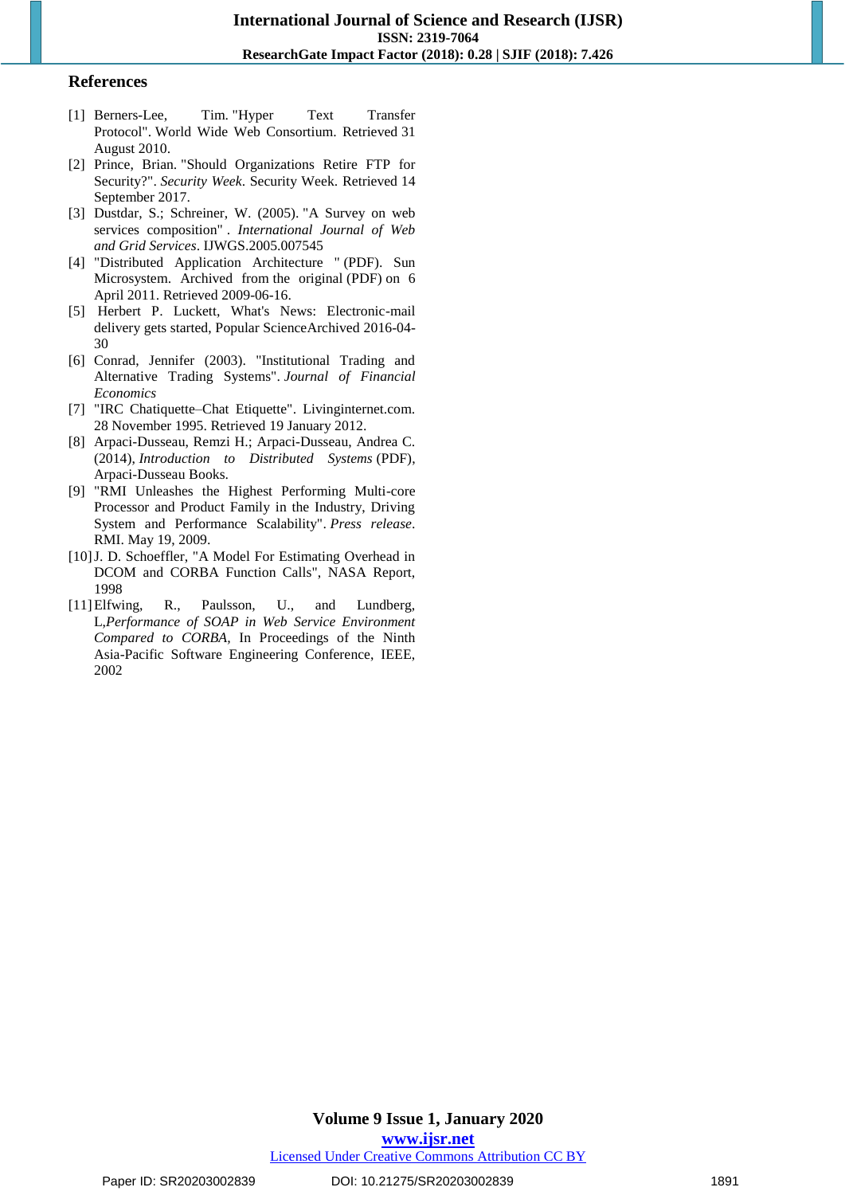## References

[1] Berners-Lee, Tim. "Hyper Text Transfer Protocol". World Wide Web Consortium. Retrieved 31 August 2010.

[2] Prince, Brian. "Should Organizations Retire FTP for Security?". *Security Week*. Security Week. Retrieved 14 September 2017.

[3] Dustdar, S.; Schreiner, W. (2005). "A Survey on web services composition" . *International Journal of Web and Grid Services*. IJWGS.2005.007545

[4] "Distributed Application Architecture " (PDF). Sun Microsystem. Archived from the original (PDF) on 6 April 2011. Retrieved 2009-06-16.

[5] Herbert P. Luckett, What's News: Electronic-mail delivery gets started, Popular ScienceArchived 2016-04-30

[6] Conrad, Jennifer (2003). "Institutional Trading and Alternative Trading Systems". *Journal of Financial Economics*

[7] "IRC Chatiquette–Chat Etiquette". Livinginternet.com. 28 November 1995. Retrieved 19 January 2012.

[8] Arpaci-Dusseau, Remzi H.; Arpaci-Dusseau, Andrea C. (2014), *Introduction to Distributed Systems* (PDF), Arpaci-Dusseau Books.

[9] "RMI Unleashes the Highest Performing Multi-core Processor and Product Family in the Industry, Driving System and Performance Scalability". *Press release*. RMI. May 19, 2009.

[10] J. D. Schoeffler, "A Model For Estimating Overhead in DCOM and CORBA Function Calls", NASA Report, 1998

[11] Elfwing, R., Paulsson, U., and Lundberg, L,*Performance of SOAP in Web Service Environment Compared to CORBA*, In Proceedings of the Ninth Asia-Pacific Software Engineering Conference, IEEE, 2002